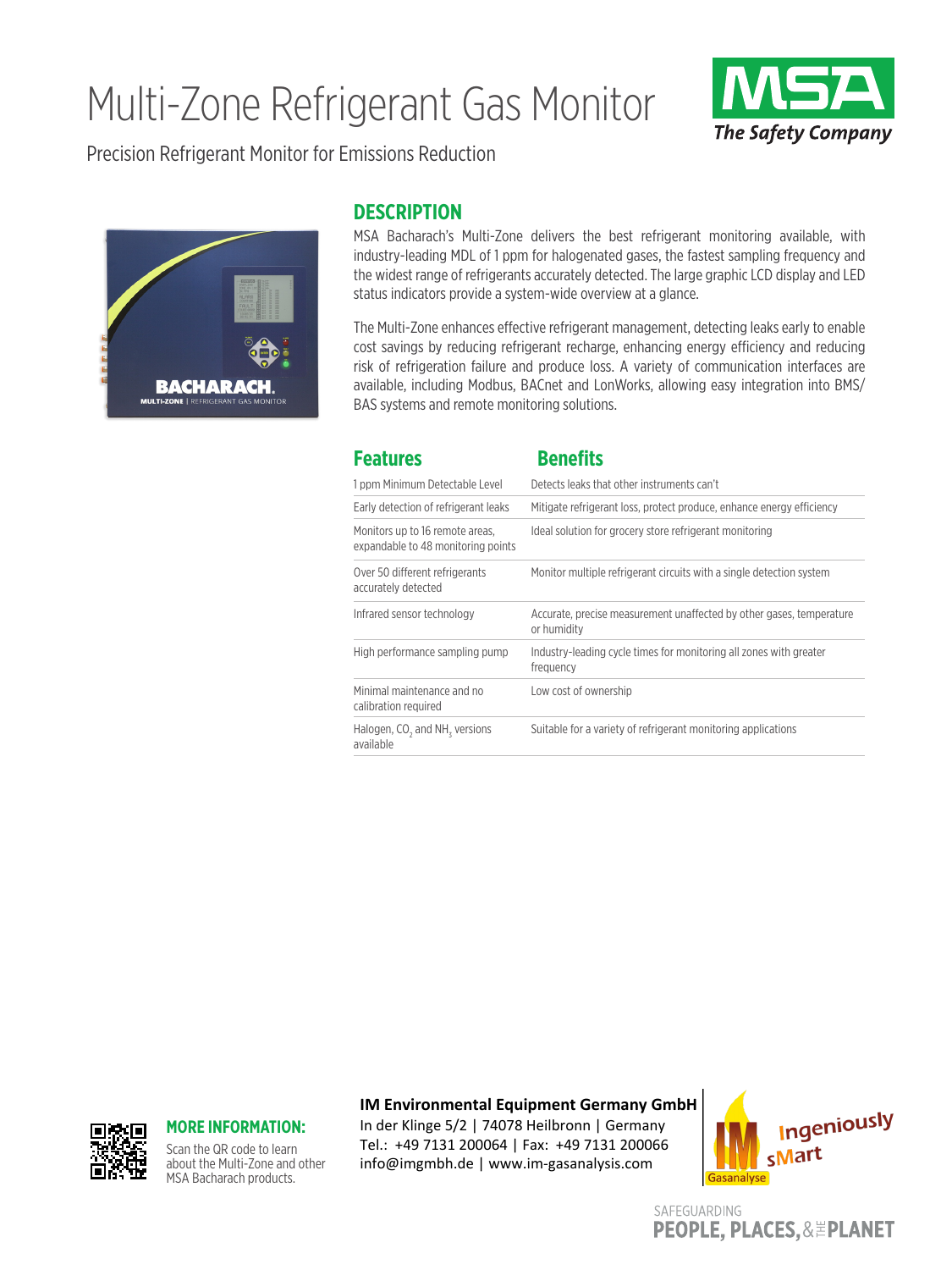# Multi-Zone Refrigerant Gas Monitor

Precision Refrigerant Monitor for Emissions Reduction

MSA
*The Safety Company*

## DESCRIPTION

MSA Bacharach's Multi-Zone delivers the best refrigerant monitoring available, with industry-leading MDL of 1 ppm for halogenated gases, the fastest sampling frequency and the widest range of refrigerants accurately detected. The large graphic LCD display and LED status indicators provide a system-wide overview at a glance.

The Multi-Zone enhances effective refrigerant management, detecting leaks early to enable cost savings by reducing refrigerant recharge, enhancing energy efficiency and reducing risk of refrigeration failure and produce loss. A variety of communication interfaces are available, including Modbus, BACnet and LonWorks, allowing easy integration into BMS/BAS systems and remote monitoring solutions.

| Features | Benefits |
|---|---|
| 1 ppm Minimum Detectable Level | Detects leaks that other instruments can't |
| Early detection of refrigerant leaks | Mitigate refrigerant loss, protect produce, enhance energy efficiency |
| Monitors up to 16 remote areas, expandable to 48 monitoring points | Ideal solution for grocery store refrigerant monitoring |
| Over 50 different refrigerants accurately detected | Monitor multiple refrigerant circuits with a single detection system |
| Infrared sensor technology | Accurate, precise measurement unaffected by other gases, temperature or humidity |
| High performance sampling pump | Industry-leading cycle times for monitoring all zones with greater frequency |
| Minimal maintenance and no calibration required | Low cost of ownership |
| Halogen, $CO_2$ and $NH_3$ versions available | Suitable for a variety of refrigerant monitoring applications |

**MORE INFORMATION:**

Scan the QR code to learn about the Multi-Zone and other MSA Bacharach products.

**IM Environmental Equipment Germany GmbH**
In der Klinge 5/2 | 74078 Heilbronn | Germany
Tel.: +49 7131 200064 | Fax: +49 7131 200066
info@imgmbh.de | www.im-gasanalysis.com

IM Gasanalyse – Ingeniously sMart

SAFEGUARDING PEOPLE, PLACES, & THE PLANET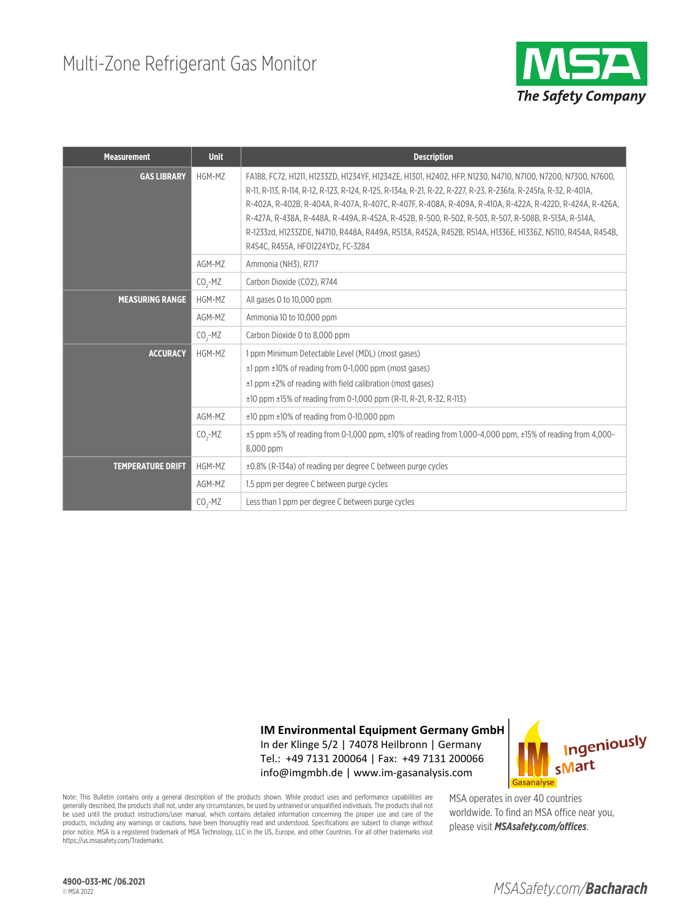# Multi-Zone Refrigerant Gas Monitor

| Measurement | Unit | Description |
|---|---|---|
| **GAS LIBRARY** | HGM-MZ | FA188, FC72, H1211, H1233ZD, H1234YF, H1234ZE, H1301, H2402, HFP, N1230, N4710, N7100, N7200, N7300, N7600, R-11, R-113, R-114, R-12, R-123, R-124, R-125, R-134a, R-21, R-22, R-227, R-23, R-236fa, R-245fa, R-32, R-401A, R-402A, R-402B, R-404A, R-407A, R-407C, R-407F, R-408A, R-409A, R-410A, R-422A, R-422D, R-424A, R-426A, R-427A, R-438A, R-448A, R-449A, R-452A, R-452B, R-500, R-502, R-503, R-507, R-508B, R-513A, R-514A, R-1233zd, H1233ZDE, N4710, R448A, R449A, R513A, R452A, R452B, R514A, H1336E, H1336Z, N5110, R454A, R454B, R454C, R455A, HFO1224YDz, FC-3284 |
| | AGM-MZ | Ammonia ($NH_3$), R717 |
| | $CO_2$-MZ | Carbon Dioxide ($CO_2$), R744 |
| **MEASURING RANGE** | HGM-MZ | All gases 0 to 10,000 ppm |
| | AGM-MZ | Ammonia 10 to 10,000 ppm |
| | $CO_2$-MZ | Carbon Dioxide 0 to 8,000 ppm |
| **ACCURACY** | HGM-MZ | 1 ppm Minimum Detectable Level (MDL) (most gases)<br>±1 ppm ±10% of reading from 0-1,000 ppm (most gases)<br>±1 ppm ±2% of reading with field calibration (most gases)<br>±10 ppm ±15% of reading from 0-1,000 ppm (R-11, R-21, R-32, R-113) |
| | AGM-MZ | ±10 ppm ±10% of reading from 0-10,000 ppm |
| | $CO_2$-MZ | ±5 ppm ±5% of reading from 0-1,000 ppm, ±10% of reading from 1,000-4,000 ppm, ±15% of reading from 4,000-8,000 ppm |
| **TEMPERATURE DRIFT** | HGM-MZ | ±0.8% (R-134a) of reading per degree C between purge cycles |
| | AGM-MZ | 1.5 ppm per degree C between purge cycles |
| | $CO_2$-MZ | Less than 1 ppm per degree C between purge cycles |

**IM Environmental Equipment Germany GmbH**
In der Klinge 5/2 | 74078 Heilbronn | Germany
Tel.: +49 7131 200064 | Fax: +49 7131 200066
info@imgmbh.de | www.im-gasanalysis.com

Ingeniously sMart
Gasanalyse

Note: This Bulletin contains only a general description of the products shown. While product uses and performance capabilities are generally described, the products shall not, under any circumstances, be used by untrained or unqualified individuals. The products shall not be used until the product instructions/user manual, which contains detailed information concerning the proper use and care of the products, including any warnings or cautions, have been thoroughly read and understood. Specifications are subject to change without prior notice. MSA is a registered trademark of MSA Technology, LLC in the US, Europe, and other Countries. For all other trademarks visit https://us.msasafety.com/Trademarks.

MSA operates in over 40 countries worldwide. To find an MSA office near you, please visit ***MSAsafety.com/offices***.

**4900-033-MC /06.2021**
© MSA 2022

*MSASafety.com/**Bacharach***